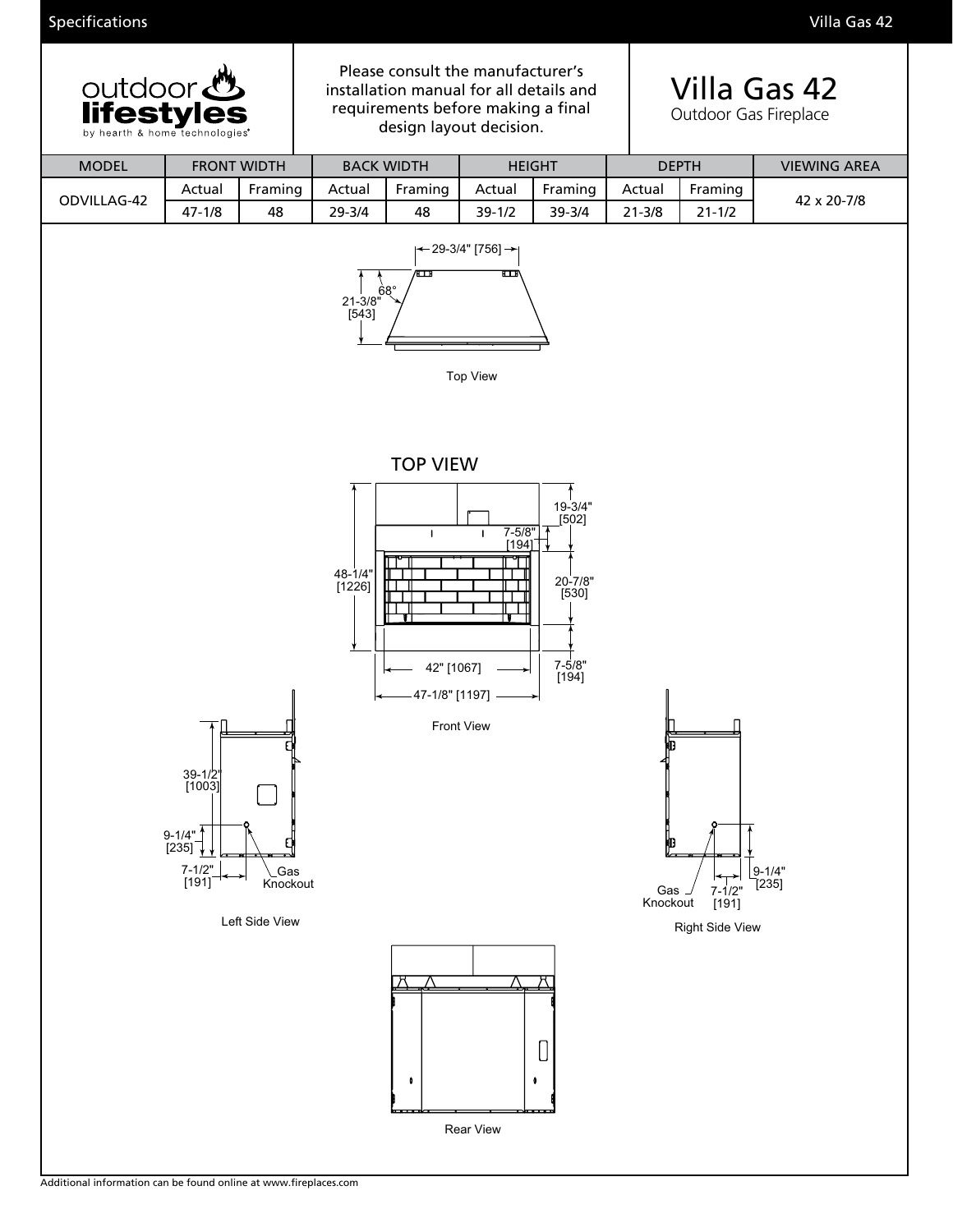Please consult the manufacturer's installation manual for all details and requirements before making a final design layout decision.

# Villa Gas 42

Outdoor Gas Fireplace

| MODEL | FRONT WIDTH | | BACK WIDTH | | HEIGHT | | DEPTH | | VIEWING AREA |
|---|---|---|---|---|---|---|---|---|---|
| | Actual | Framing | Actual | Framing | Actual | Framing | Actual | Framing | |
| ODVILLAG-42 | 47-1/8 | 48 | 29-3/4 | 48 | 39-1/2 | 39-3/4 | 21-3/8 | 21-1/2 | 42 x 20-7/8 |

29-3/4" [756]

21-3/8" [543]

68°

Top View

TOP VIEW

48-1/4" [1226]

19-3/4" [502]

7-5/8" [194]

20-7/8" [530]

7-5/8" [194]

42" [1067]

47-1/8" [1197]

Front View

39-1/2" [1003]

9-1/4" [235]

7-1/2" [191]

Gas Knockout

Left Side View

9-1/4" [235]

7-1/2" [191]

Gas Knockout

Right Side View

Rear View

Additional information can be found online at www.fireplaces.com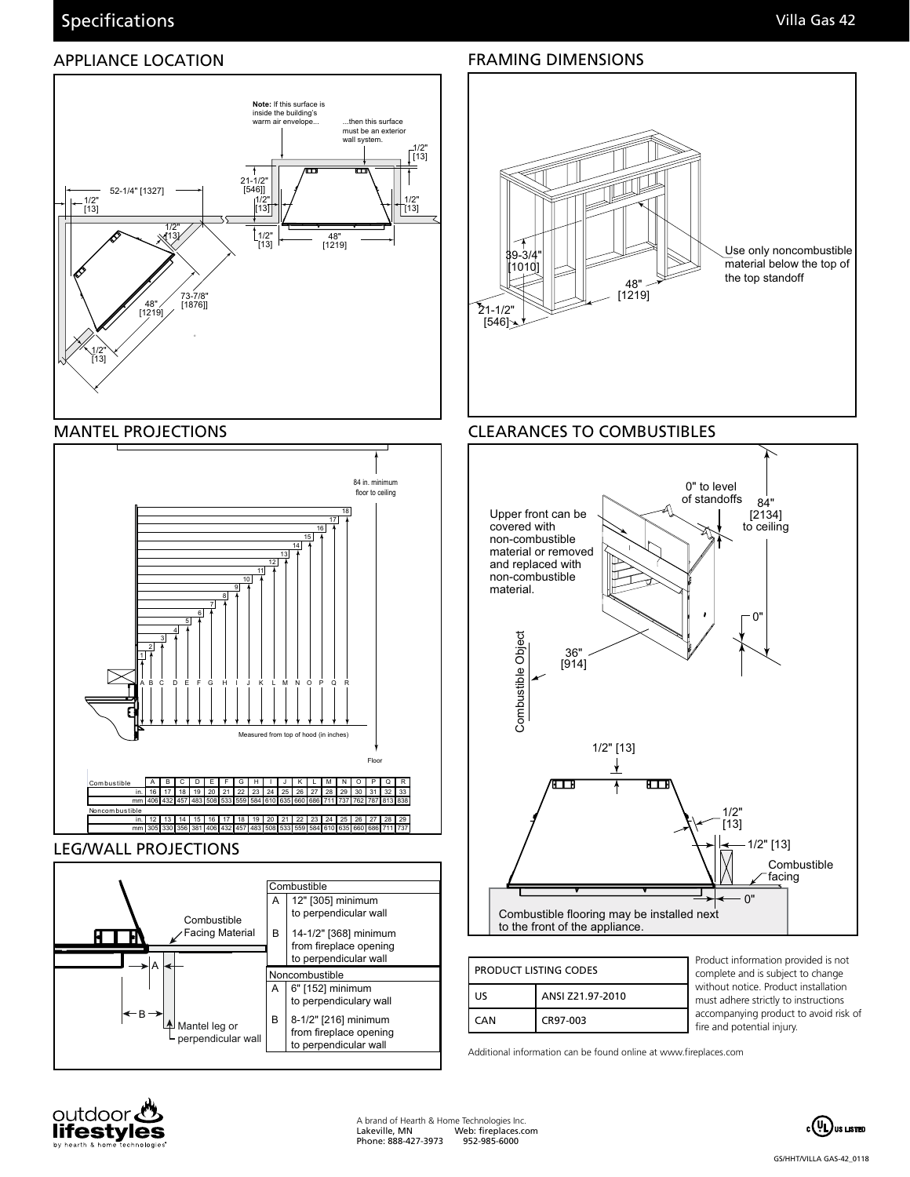## Specifications

Villa Gas 42

## APPLIANCE LOCATION

**Note:** If this surface is inside the building's warm air envelope... ...then this surface must be an exterior wall system.

1/2" [13]
52-1/4" [1327]
21-1/2" [546]]
1/2" [13]
1/2" [13]
1/2" [13]
48" [1219]
73-7/8" [1876]]
48" [1219]
1/2" [13]

## FRAMING DIMENSIONS

39-3/4" [1010]
48" [1219]
21-1/2" [546]

Use only noncombustible material below the top of the top standoff

## MANTEL PROJECTIONS

84 in. minimum floor to ceiling

Measured from top of hood (in inches)

Floor

| | A | B | C | D | E | F | G | H | I | J | K | L | M | N | O | P | Q | R |
|---|---|---|---|---|---|---|---|---|---|---|---|---|---|---|---|---|---|---|
| **Combustible** | | | | | | | | | | | | | | | | | | |
| in. | 16 | 17 | 18 | 19 | 20 | 21 | 22 | 23 | 24 | 25 | 26 | 27 | 28 | 29 | 30 | 31 | 32 | 33 |
| mm | 406 | 432 | 457 | 483 | 508 | 533 | 559 | 584 | 610 | 635 | 660 | 686 | 711 | 737 | 762 | 787 | 813 | 838 |
| **Noncombustible** | | | | | | | | | | | | | | | | | | |
| in. | 12 | 13 | 14 | 15 | 16 | 17 | 18 | 19 | 20 | 21 | 22 | 23 | 24 | 25 | 26 | 27 | 28 | 29 |
| mm | 305 | 330 | 356 | 381 | 406 | 432 | 457 | 483 | 508 | 533 | 559 | 584 | 610 | 635 | 660 | 686 | 711 | 737 |

## LEG/WALL PROJECTIONS

Combustible Facing Material

Mantel leg or perpendicular wall

| | |
|---|---|
| **Combustible** | |
| A | 12" [305] minimum to perpendicular wall |
| B | 14-1/2" [368] minimum from fireplace opening to perpendicular wall |
| **Noncombustible** | |
| A | 6" [152] minimum to perpendiculary wall |
| B | 8-1/2" [216] minimum from fireplace opening to perpendicular wall |

## CLEARANCES TO COMBUSTIBLES

Upper front can be covered with non-combustible material or removed and replaced with non-combustible material.

0" to level of standoffs

84" [2134] to ceiling

0"

Combustible Object

36" [914]

1/2" [13]

1/2" [13]

1/2" [13]

Combustible facing

0"

Combustible flooring may be installed next to the front of the appliance.

| PRODUCT LISTING CODES | |
|---|---|
| US | ANSI Z21.97-2010 |
| CAN | CR97-003 |

Product information provided is not complete and is subject to change without notice. Product installation must adhere strictly to instructions accompanying product to avoid risk of fire and potential injury.

Additional information can be found online at www.fireplaces.com

outdoor lifestyles by hearth & home technologies

A brand of Hearth & Home Technologies Inc.
Lakeville, MN Web: fireplaces.com
Phone: 888-427-3973 952-985-6000

GS/HHT/VILLA GAS-42_0118